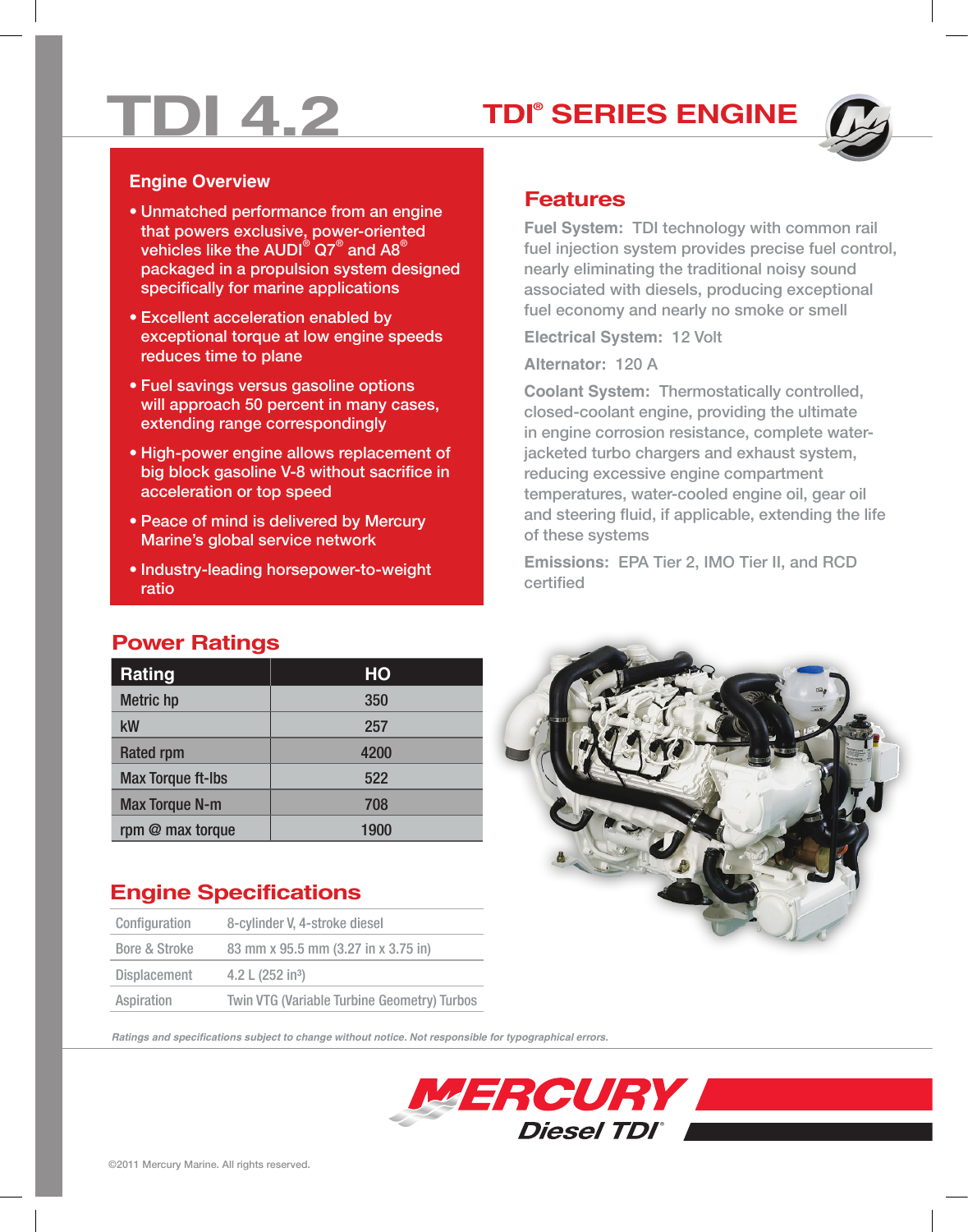# TDI 4.2

## TDI® SERIES ENGINE

### Engine Overview

- Unmatched performance from an engine that powers exclusive, power-oriented vehicles like the AUDI® Q7® and A8® packaged in a propulsion system designed specifically for marine applications
- Excellent acceleration enabled by exceptional torque at low engine speeds reduces time to plane
- Fuel savings versus gasoline options will approach 50 percent in many cases, extending range correspondingly
- High-power engine allows replacement of big block gasoline V-8 without sacrifice in acceleration or top speed
- Peace of mind is delivered by Mercury Marine's global service network
- Industry-leading horsepower-to-weight ratio

### Features

**Fuel System:** TDI technology with common rail fuel injection system provides precise fuel control, nearly eliminating the traditional noisy sound associated with diesels, producing exceptional fuel economy and nearly no smoke or smell

**Electrical System:** 12 Volt

**Alternator:** 120 A

**Coolant System:** Thermostatically controlled, closed-coolant engine, providing the ultimate in engine corrosion resistance, complete water-jacketed turbo chargers and exhaust system, reducing excessive engine compartment temperatures, water-cooled engine oil, gear oil and steering fluid, if applicable, extending the life of these systems

**Emissions:** EPA Tier 2, IMO Tier II, and RCD certified

### Power Ratings

| Rating | HO |
|---|---|
| Metric hp | 350 |
| kW | 257 |
| Rated rpm | 4200 |
| Max Torque ft-lbs | 522 |
| Max Torque N-m | 708 |
| rpm @ max torque | 1900 |

### Engine Specifications

| | |
|---|---|
| Configuration | 8-cylinder V, 4-stroke diesel |
| Bore & Stroke | 83 mm x 95.5 mm (3.27 in x 3.75 in) |
| Displacement | 4.2 L (252 in³) |
| Aspiration | Twin VTG (Variable Turbine Geometry) Turbos |

*Ratings and specifications subject to change without notice. Not responsible for typographical errors.*

MERCURY Diesel TDI®

©2011 Mercury Marine. All rights reserved.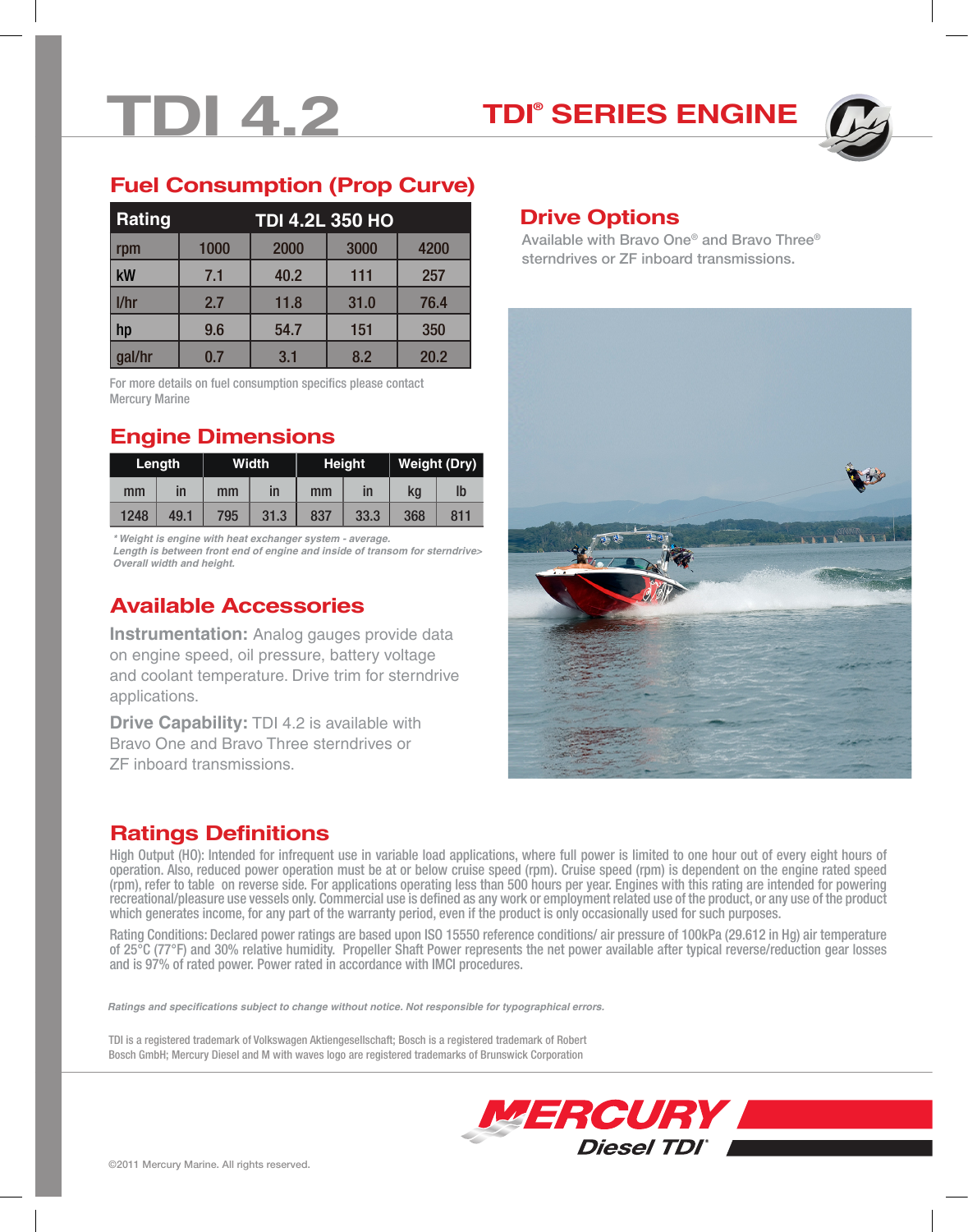# TDI 4.2

## TDI® SERIES ENGINE

## Fuel Consumption (Prop Curve)

| Rating | TDI 4.2L 350 HO | | | |
|---|---|---|---|---|
| rpm | 1000 | 2000 | 3000 | 4200 |
| kW | 7.1 | 40.2 | 111 | 257 |
| l/hr | 2.7 | 11.8 | 31.0 | 76.4 |
| hp | 9.6 | 54.7 | 151 | 350 |
| gal/hr | 0.7 | 3.1 | 8.2 | 20.2 |

For more details on fuel consumption specifics please contact Mercury Marine

## Engine Dimensions

| Length | | Width | | Height | | Weight (Dry) | |
|---|---|---|---|---|---|---|---|
| mm | in | mm | in | mm | in | kg | lb |
| 1248 | 49.1 | 795 | 31.3 | 837 | 33.3 | 368 | 811 |

*\* Weight is engine with heat exchanger system - average.*
*Length is between front end of engine and inside of transom for sterndrive>*
*Overall width and height.*

## Available Accessories

**Instrumentation:** Analog gauges provide data on engine speed, oil pressure, battery voltage and coolant temperature. Drive trim for sterndrive applications.

**Drive Capability:** TDI 4.2 is available with Bravo One and Bravo Three sterndrives or ZF inboard transmissions.

## Drive Options

Available with Bravo One® and Bravo Three® sterndrives or ZF inboard transmissions.

## Ratings Definitions

High Output (HO): Intended for infrequent use in variable load applications, where full power is limited to one hour out of every eight hours of operation. Also, reduced power operation must be at or below cruise speed (rpm). Cruise speed (rpm) is dependent on the engine rated speed (rpm), refer to table on reverse side. For applications operating less than 500 hours per year. Engines with this rating are intended for powering recreational/pleasure use vessels only. Commercial use is defined as any work or employment related use of the product, or any use of the product which generates income, for any part of the warranty period, even if the product is only occasionally used for such purposes.

Rating Conditions: Declared power ratings are based upon ISO 15550 reference conditions/ air pressure of 100kPa (29.612 in Hg) air temperature of 25°C (77°F) and 30% relative humidity. Propeller Shaft Power represents the net power available after typical reverse/reduction gear losses and is 97% of rated power. Power rated in accordance with IMCI procedures.

*Ratings and specifications subject to change without notice. Not responsible for typographical errors.*

TDI is a registered trademark of Volkswagen Aktiengesellschaft; Bosch is a registered trademark of Robert Bosch GmbH; Mercury Diesel and M with waves logo are registered trademarks of Brunswick Corporation

MERCURY Diesel TDI®

©2011 Mercury Marine. All rights reserved.